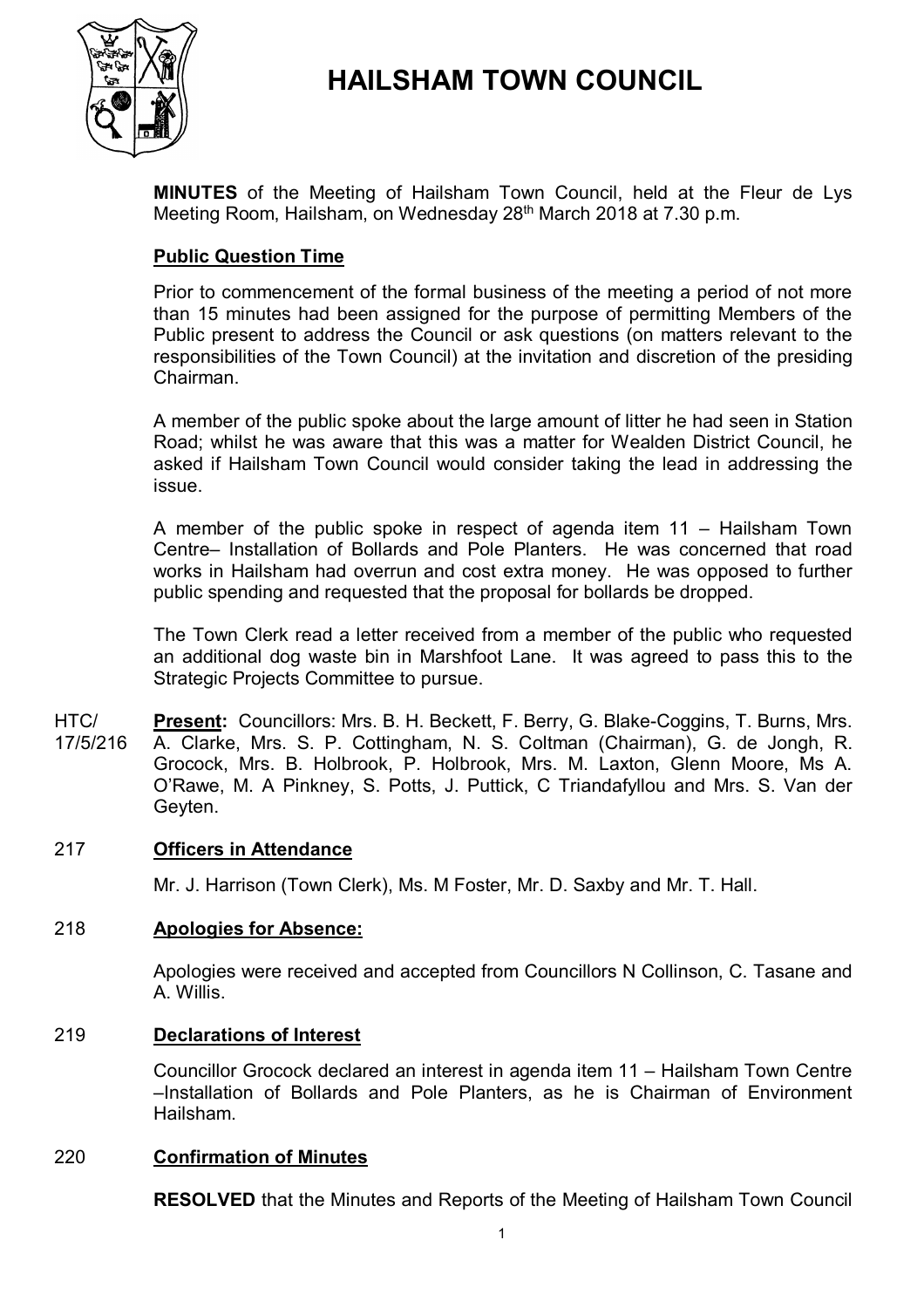# HAILSHAM TOWN COUNCIL

**MINUTES** of the Meeting of Hailsham Town Council, held at the Fleur de Lys Meeting Room, Hailsham, on Wednesday 28th March 2018 at 7.30 p.m.

## Public Question Time

Prior to commencement of the formal business of the meeting a period of not more than 15 minutes had been assigned for the purpose of permitting Members of the Public present to address the Council or ask questions (on matters relevant to the responsibilities of the Town Council) at the invitation and discretion of the presiding Chairman.

A member of the public spoke about the large amount of litter he had seen in Station Road; whilst he was aware that this was a matter for Wealden District Council, he asked if Hailsham Town Council would consider taking the lead in addressing the issue.

A member of the public spoke in respect of agenda item 11 – Hailsham Town Centre– Installation of Bollards and Pole Planters. He was concerned that road works in Hailsham had overrun and cost extra money. He was opposed to further public spending and requested that the proposal for bollards be dropped.

The Town Clerk read a letter received from a member of the public who requested an additional dog waste bin in Marshfoot Lane. It was agreed to pass this to the Strategic Projects Committee to pursue.

HTC/17/5/216 **Present:** Councillors: Mrs. B. H. Beckett, F. Berry, G. Blake-Coggins, T. Burns, Mrs. A. Clarke, Mrs. S. P. Cottingham, N. S. Coltman (Chairman), G. de Jongh, R. Grocock, Mrs. B. Holbrook, P. Holbrook, Mrs. M. Laxton, Glenn Moore, Ms A. O'Rawe, M. A Pinkney, S. Potts, J. Puttick, C Triandafyllou and Mrs. S. Van der Geyten.

## 217 Officers in Attendance

Mr. J. Harrison (Town Clerk), Ms. M Foster, Mr. D. Saxby and Mr. T. Hall.

## 218 Apologies for Absence:

Apologies were received and accepted from Councillors N Collinson, C. Tasane and A. Willis.

## 219 Declarations of Interest

Councillor Grocock declared an interest in agenda item 11 – Hailsham Town Centre –Installation of Bollards and Pole Planters, as he is Chairman of Environment Hailsham.

## 220 Confirmation of Minutes

**RESOLVED** that the Minutes and Reports of the Meeting of Hailsham Town Council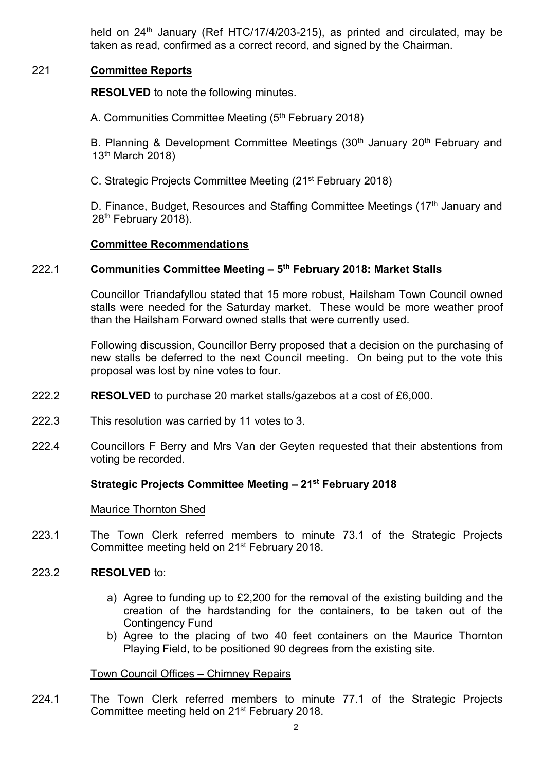held on 24th January (Ref HTC/17/4/203-215), as printed and circulated, may be taken as read, confirmed as a correct record, and signed by the Chairman.

221 **Committee Reports**

**RESOLVED** to note the following minutes.

A. Communities Committee Meeting (5th February 2018)

B. Planning & Development Committee Meetings (30th January 20th February and 13th March 2018)

C. Strategic Projects Committee Meeting (21st February 2018)

D. Finance, Budget, Resources and Staffing Committee Meetings (17th January and 28th February 2018).

**Committee Recommendations**

222.1 **Communities Committee Meeting – 5th February 2018: Market Stalls**

Councillor Triandafyllou stated that 15 more robust, Hailsham Town Council owned stalls were needed for the Saturday market. These would be more weather proof than the Hailsham Forward owned stalls that were currently used.

Following discussion, Councillor Berry proposed that a decision on the purchasing of new stalls be deferred to the next Council meeting. On being put to the vote this proposal was lost by nine votes to four.

222.2 **RESOLVED** to purchase 20 market stalls/gazebos at a cost of £6,000.

222.3 This resolution was carried by 11 votes to 3.

222.4 Councillors F Berry and Mrs Van der Geyten requested that their abstentions from voting be recorded.

**Strategic Projects Committee Meeting – 21st February 2018**

Maurice Thornton Shed

223.1 The Town Clerk referred members to minute 73.1 of the Strategic Projects Committee meeting held on 21st February 2018.

223.2 **RESOLVED** to:

a) Agree to funding up to £2,200 for the removal of the existing building and the creation of the hardstanding for the containers, to be taken out of the Contingency Fund
b) Agree to the placing of two 40 feet containers on the Maurice Thornton Playing Field, to be positioned 90 degrees from the existing site.

Town Council Offices – Chimney Repairs

224.1 The Town Clerk referred members to minute 77.1 of the Strategic Projects Committee meeting held on 21st February 2018.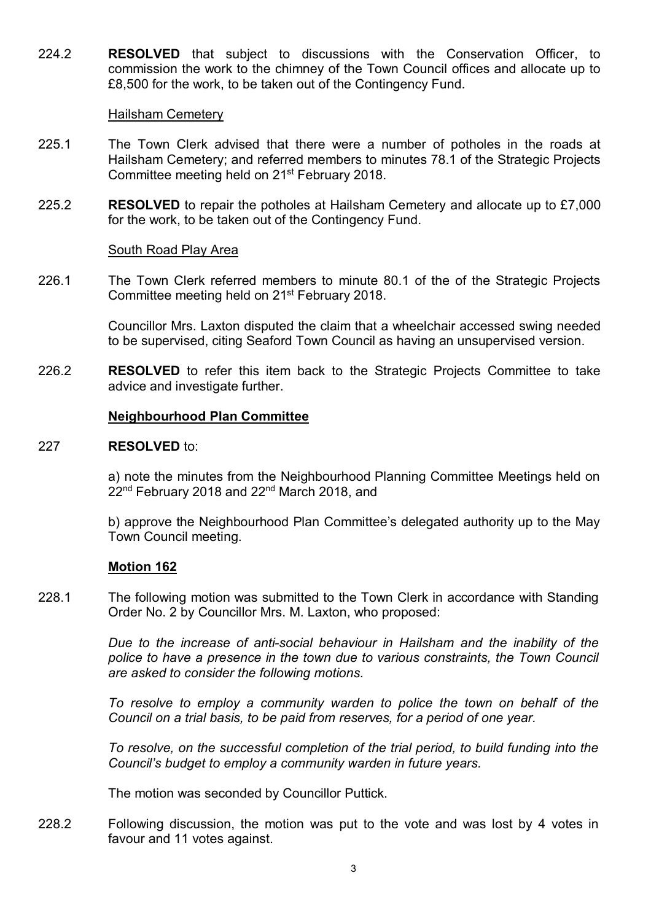224.2 **RESOLVED** that subject to discussions with the Conservation Officer, to commission the work to the chimney of the Town Council offices and allocate up to £8,500 for the work, to be taken out of the Contingency Fund.

Hailsham Cemetery

225.1 The Town Clerk advised that there were a number of potholes in the roads at Hailsham Cemetery; and referred members to minutes 78.1 of the Strategic Projects Committee meeting held on 21st February 2018.

225.2 **RESOLVED** to repair the potholes at Hailsham Cemetery and allocate up to £7,000 for the work, to be taken out of the Contingency Fund.

South Road Play Area

226.1 The Town Clerk referred members to minute 80.1 of the of the Strategic Projects Committee meeting held on 21st February 2018.

Councillor Mrs. Laxton disputed the claim that a wheelchair accessed swing needed to be supervised, citing Seaford Town Council as having an unsupervised version.

226.2 **RESOLVED** to refer this item back to the Strategic Projects Committee to take advice and investigate further.

**Neighbourhood Plan Committee**

227 **RESOLVED** to:

a) note the minutes from the Neighbourhood Planning Committee Meetings held on 22nd February 2018 and 22nd March 2018, and

b) approve the Neighbourhood Plan Committee's delegated authority up to the May Town Council meeting.

**Motion 162**

228.1 The following motion was submitted to the Town Clerk in accordance with Standing Order No. 2 by Councillor Mrs. M. Laxton, who proposed:

*Due to the increase of anti-social behaviour in Hailsham and the inability of the police to have a presence in the town due to various constraints, the Town Council are asked to consider the following motions.*

*To resolve to employ a community warden to police the town on behalf of the Council on a trial basis, to be paid from reserves, for a period of one year.*

*To resolve, on the successful completion of the trial period, to build funding into the Council's budget to employ a community warden in future years.*

The motion was seconded by Councillor Puttick.

228.2 Following discussion, the motion was put to the vote and was lost by 4 votes in favour and 11 votes against.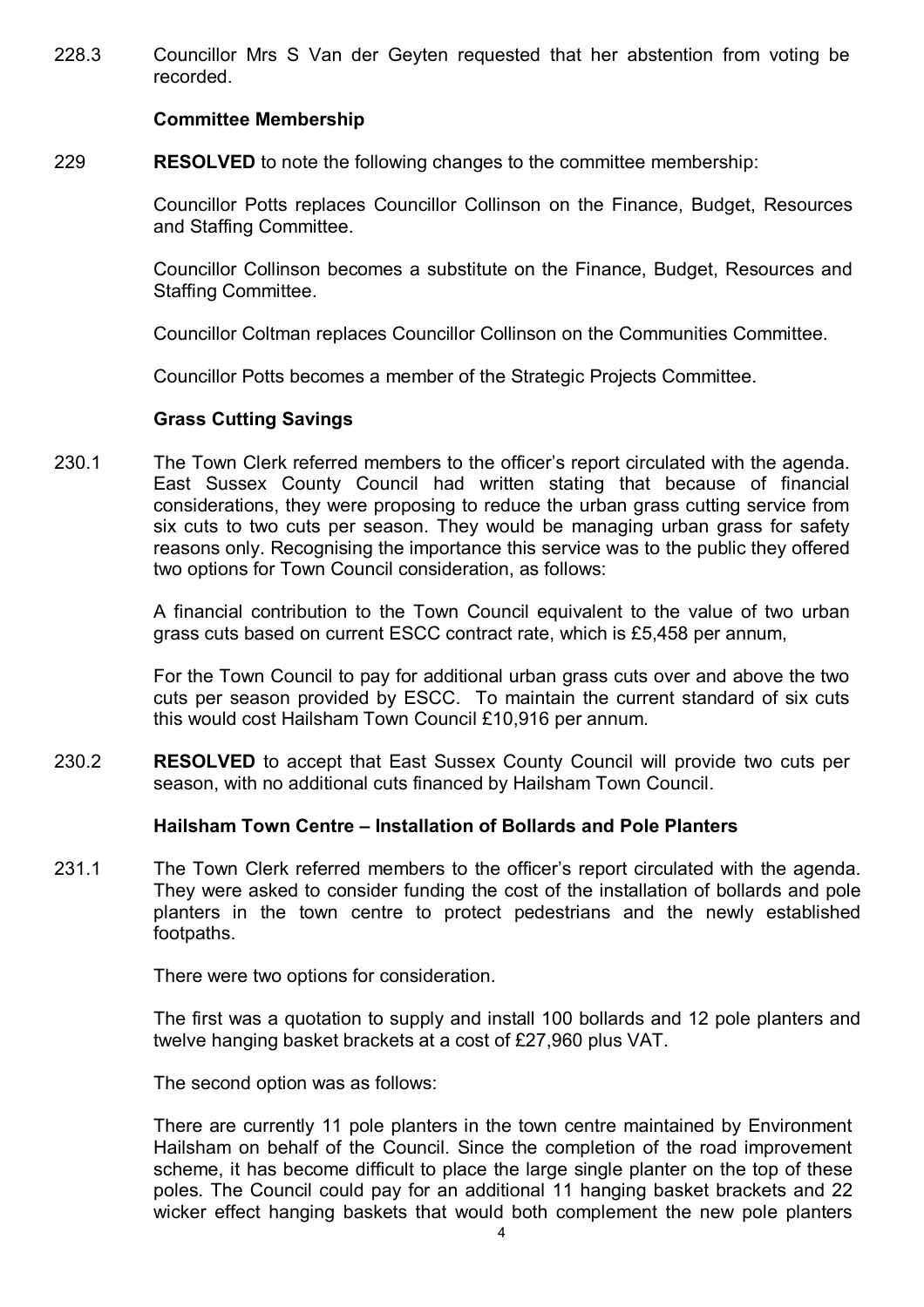228.3 Councillor Mrs S Van der Geyten requested that her abstention from voting be recorded.

**Committee Membership**

229 **RESOLVED** to note the following changes to the committee membership:

Councillor Potts replaces Councillor Collinson on the Finance, Budget, Resources and Staffing Committee.

Councillor Collinson becomes a substitute on the Finance, Budget, Resources and Staffing Committee.

Councillor Coltman replaces Councillor Collinson on the Communities Committee.

Councillor Potts becomes a member of the Strategic Projects Committee.

**Grass Cutting Savings**

230.1 The Town Clerk referred members to the officer's report circulated with the agenda. East Sussex County Council had written stating that because of financial considerations, they were proposing to reduce the urban grass cutting service from six cuts to two cuts per season. They would be managing urban grass for safety reasons only. Recognising the importance this service was to the public they offered two options for Town Council consideration, as follows:

A financial contribution to the Town Council equivalent to the value of two urban grass cuts based on current ESCC contract rate, which is £5,458 per annum,

For the Town Council to pay for additional urban grass cuts over and above the two cuts per season provided by ESCC. To maintain the current standard of six cuts this would cost Hailsham Town Council £10,916 per annum.

230.2 **RESOLVED** to accept that East Sussex County Council will provide two cuts per season, with no additional cuts financed by Hailsham Town Council.

**Hailsham Town Centre – Installation of Bollards and Pole Planters**

231.1 The Town Clerk referred members to the officer's report circulated with the agenda. They were asked to consider funding the cost of the installation of bollards and pole planters in the town centre to protect pedestrians and the newly established footpaths.

There were two options for consideration.

The first was a quotation to supply and install 100 bollards and 12 pole planters and twelve hanging basket brackets at a cost of £27,960 plus VAT.

The second option was as follows:

There are currently 11 pole planters in the town centre maintained by Environment Hailsham on behalf of the Council. Since the completion of the road improvement scheme, it has become difficult to place the large single planter on the top of these poles. The Council could pay for an additional 11 hanging basket brackets and 22 wicker effect hanging baskets that would both complement the new pole planters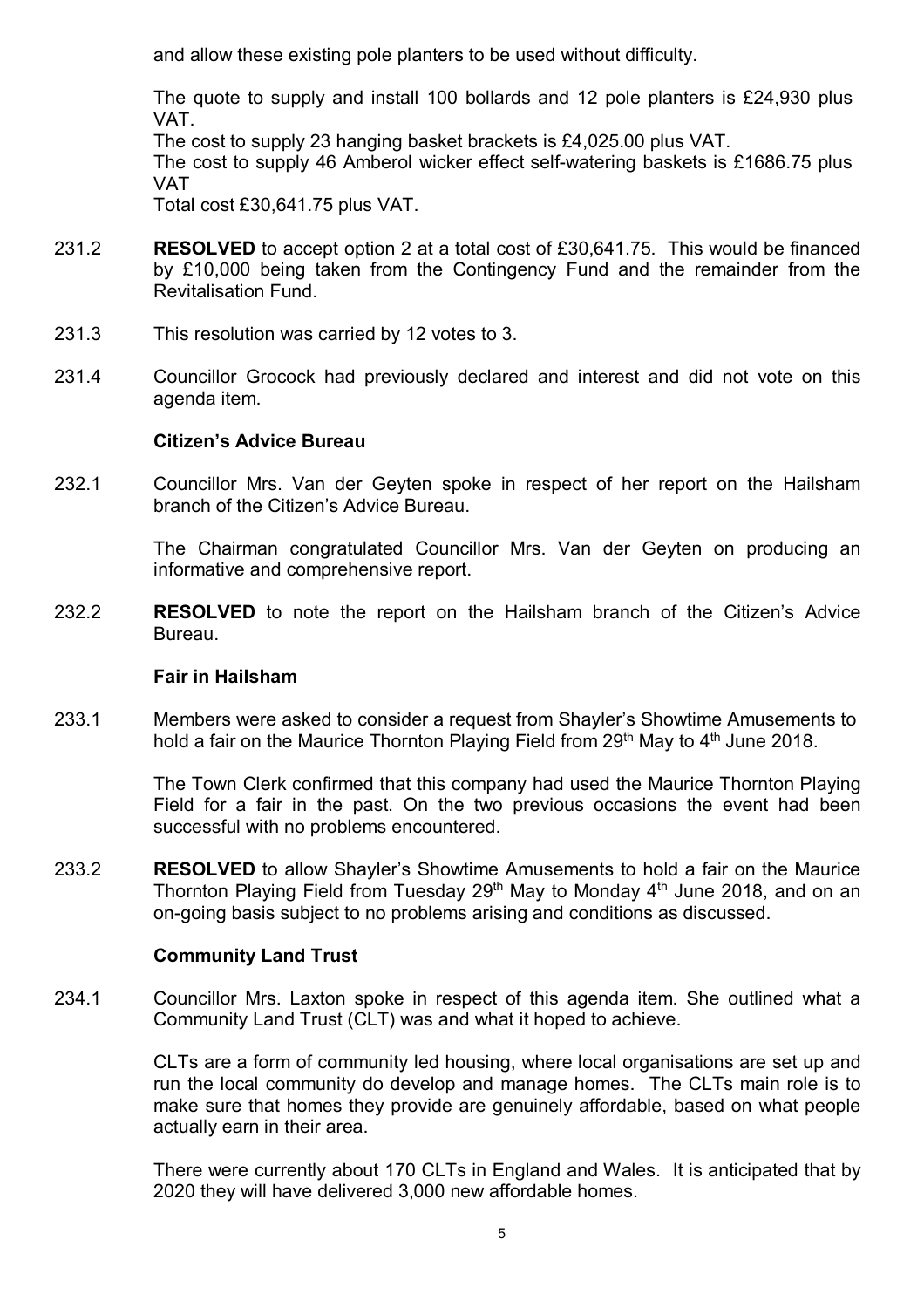and allow these existing pole planters to be used without difficulty.

The quote to supply and install 100 bollards and 12 pole planters is £24,930 plus VAT.
The cost to supply 23 hanging basket brackets is £4,025.00 plus VAT.
The cost to supply 46 Amberol wicker effect self-watering baskets is £1686.75 plus VAT
Total cost £30,641.75 plus VAT.

231.2 **RESOLVED** to accept option 2 at a total cost of £30,641.75. This would be financed by £10,000 being taken from the Contingency Fund and the remainder from the Revitalisation Fund.

231.3 This resolution was carried by 12 votes to 3.

231.4 Councillor Grocock had previously declared and interest and did not vote on this agenda item.

**Citizen's Advice Bureau**

232.1 Councillor Mrs. Van der Geyten spoke in respect of her report on the Hailsham branch of the Citizen's Advice Bureau.

The Chairman congratulated Councillor Mrs. Van der Geyten on producing an informative and comprehensive report.

232.2 **RESOLVED** to note the report on the Hailsham branch of the Citizen's Advice Bureau.

**Fair in Hailsham**

233.1 Members were asked to consider a request from Shayler's Showtime Amusements to hold a fair on the Maurice Thornton Playing Field from 29th May to 4th June 2018.

The Town Clerk confirmed that this company had used the Maurice Thornton Playing Field for a fair in the past. On the two previous occasions the event had been successful with no problems encountered.

233.2 **RESOLVED** to allow Shayler's Showtime Amusements to hold a fair on the Maurice Thornton Playing Field from Tuesday 29th May to Monday 4th June 2018, and on an on-going basis subject to no problems arising and conditions as discussed.

**Community Land Trust**

234.1 Councillor Mrs. Laxton spoke in respect of this agenda item. She outlined what a Community Land Trust (CLT) was and what it hoped to achieve.

CLTs are a form of community led housing, where local organisations are set up and run the local community do develop and manage homes. The CLTs main role is to make sure that homes they provide are genuinely affordable, based on what people actually earn in their area.

There were currently about 170 CLTs in England and Wales. It is anticipated that by 2020 they will have delivered 3,000 new affordable homes.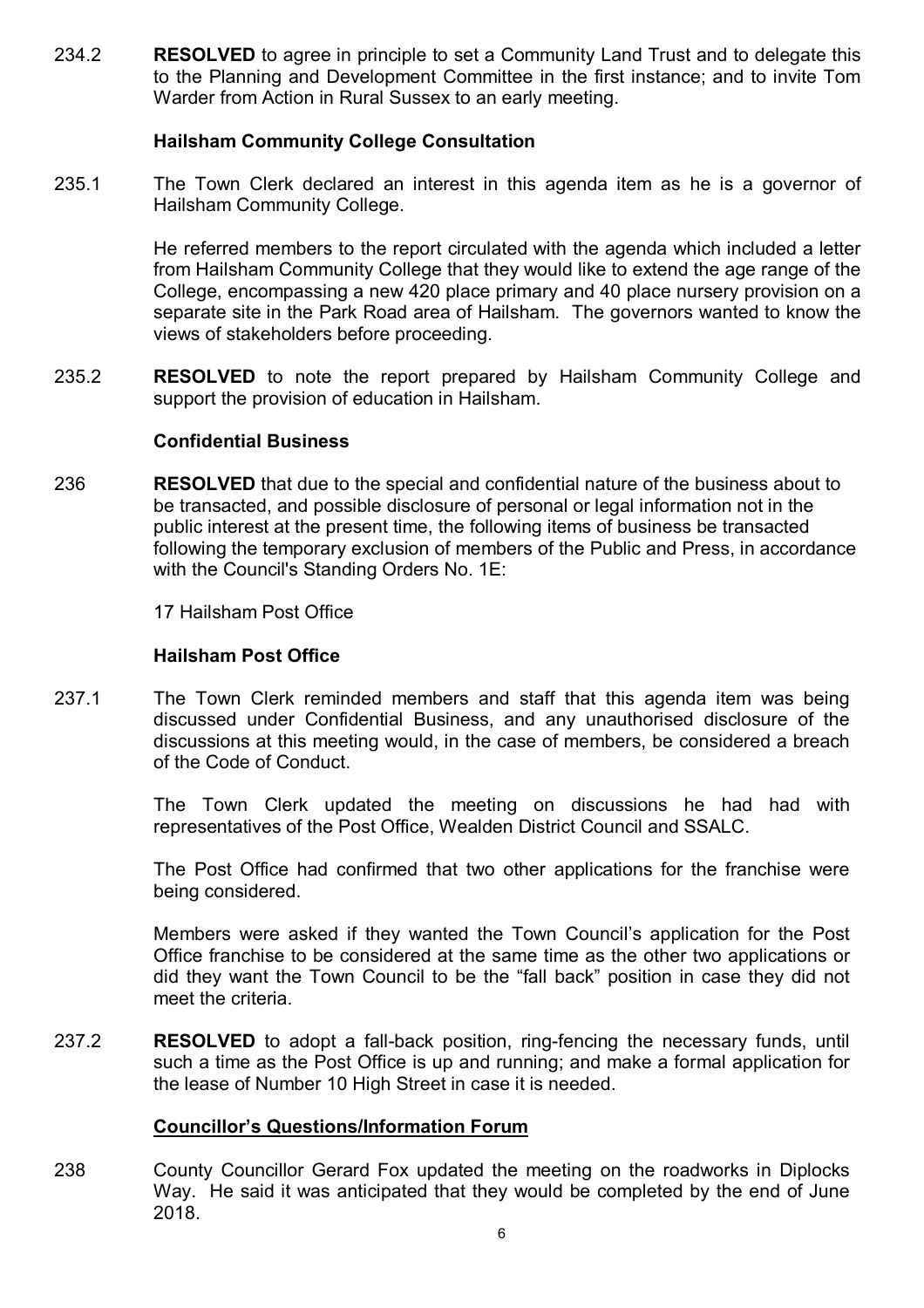234.2 **RESOLVED** to agree in principle to set a Community Land Trust and to delegate this to the Planning and Development Committee in the first instance; and to invite Tom Warder from Action in Rural Sussex to an early meeting.

**Hailsham Community College Consultation**

235.1 The Town Clerk declared an interest in this agenda item as he is a governor of Hailsham Community College.

He referred members to the report circulated with the agenda which included a letter from Hailsham Community College that they would like to extend the age range of the College, encompassing a new 420 place primary and 40 place nursery provision on a separate site in the Park Road area of Hailsham. The governors wanted to know the views of stakeholders before proceeding.

235.2 **RESOLVED** to note the report prepared by Hailsham Community College and support the provision of education in Hailsham.

**Confidential Business**

236 **RESOLVED** that due to the special and confidential nature of the business about to be transacted, and possible disclosure of personal or legal information not in the public interest at the present time, the following items of business be transacted following the temporary exclusion of members of the Public and Press, in accordance with the Council's Standing Orders No. 1E:

17 Hailsham Post Office

**Hailsham Post Office**

237.1 The Town Clerk reminded members and staff that this agenda item was being discussed under Confidential Business, and any unauthorised disclosure of the discussions at this meeting would, in the case of members, be considered a breach of the Code of Conduct.

The Town Clerk updated the meeting on discussions he had had with representatives of the Post Office, Wealden District Council and SSALC.

The Post Office had confirmed that two other applications for the franchise were being considered.

Members were asked if they wanted the Town Council's application for the Post Office franchise to be considered at the same time as the other two applications or did they want the Town Council to be the "fall back" position in case they did not meet the criteria.

237.2 **RESOLVED** to adopt a fall-back position, ring-fencing the necessary funds, until such a time as the Post Office is up and running; and make a formal application for the lease of Number 10 High Street in case it is needed.

**Councillor's Questions/Information Forum**

238 County Councillor Gerard Fox updated the meeting on the roadworks in Diplocks Way. He said it was anticipated that they would be completed by the end of June 2018.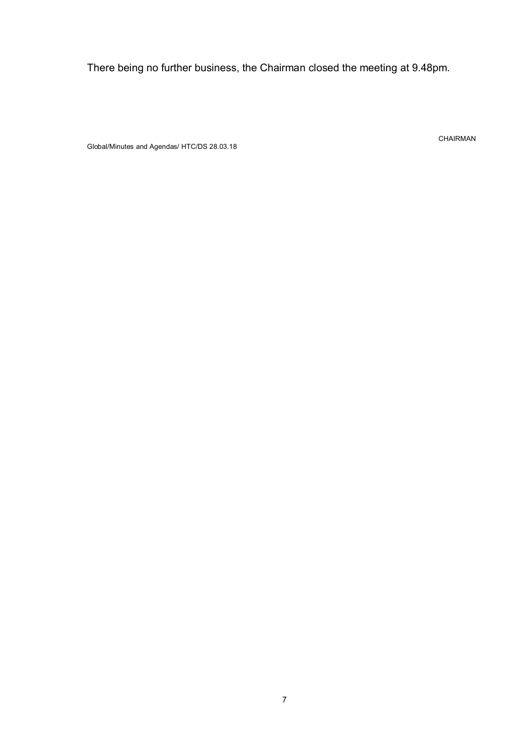There being no further business, the Chairman closed the meeting at 9.48pm.

CHAIRMAN

Global/Minutes and Agendas/ HTC/DS 28.03.18